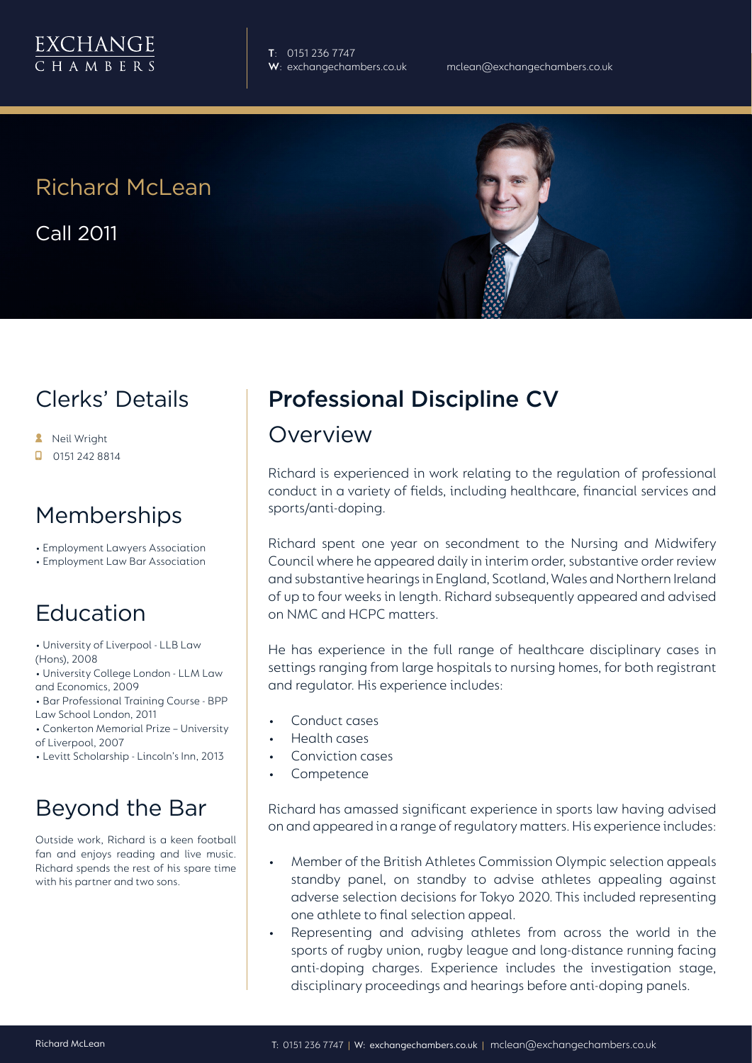EXCHANGE CHAMBERS

T: 0151 236 7747
W: exchangechambers.co.uk

mclean@exchangechambers.co.uk

# Richard McLean

Call 2011

## Clerks' Details

- Neil Wright
- 0151 242 8814

## Memberships

- Employment Lawyers Association
- Employment Law Bar Association

## Education

- University of Liverpool - LLB Law (Hons), 2008
- University College London - LLM Law and Economics, 2009
- Bar Professional Training Course - BPP Law School London, 2011
- Conkerton Memorial Prize – University of Liverpool, 2007
- Levitt Scholarship - Lincoln's Inn, 2013

## Beyond the Bar

Outside work, Richard is a keen football fan and enjoys reading and live music. Richard spends the rest of his spare time with his partner and two sons.

## Professional Discipline CV

### Overview

Richard is experienced in work relating to the regulation of professional conduct in a variety of fields, including healthcare, financial services and sports/anti-doping.

Richard spent one year on secondment to the Nursing and Midwifery Council where he appeared daily in interim order, substantive order review and substantive hearings in England, Scotland, Wales and Northern Ireland of up to four weeks in length. Richard subsequently appeared and advised on NMC and HCPC matters.

He has experience in the full range of healthcare disciplinary cases in settings ranging from large hospitals to nursing homes, for both registrant and regulator. His experience includes:

- Conduct cases
- Health cases
- Conviction cases
- Competence

Richard has amassed significant experience in sports law having advised on and appeared in a range of regulatory matters. His experience includes:

- Member of the British Athletes Commission Olympic selection appeals standby panel, on standby to advise athletes appealing against adverse selection decisions for Tokyo 2020. This included representing one athlete to final selection appeal.
- Representing and advising athletes from across the world in the sports of rugby union, rugby league and long-distance running facing anti-doping charges. Experience includes the investigation stage, disciplinary proceedings and hearings before anti-doping panels.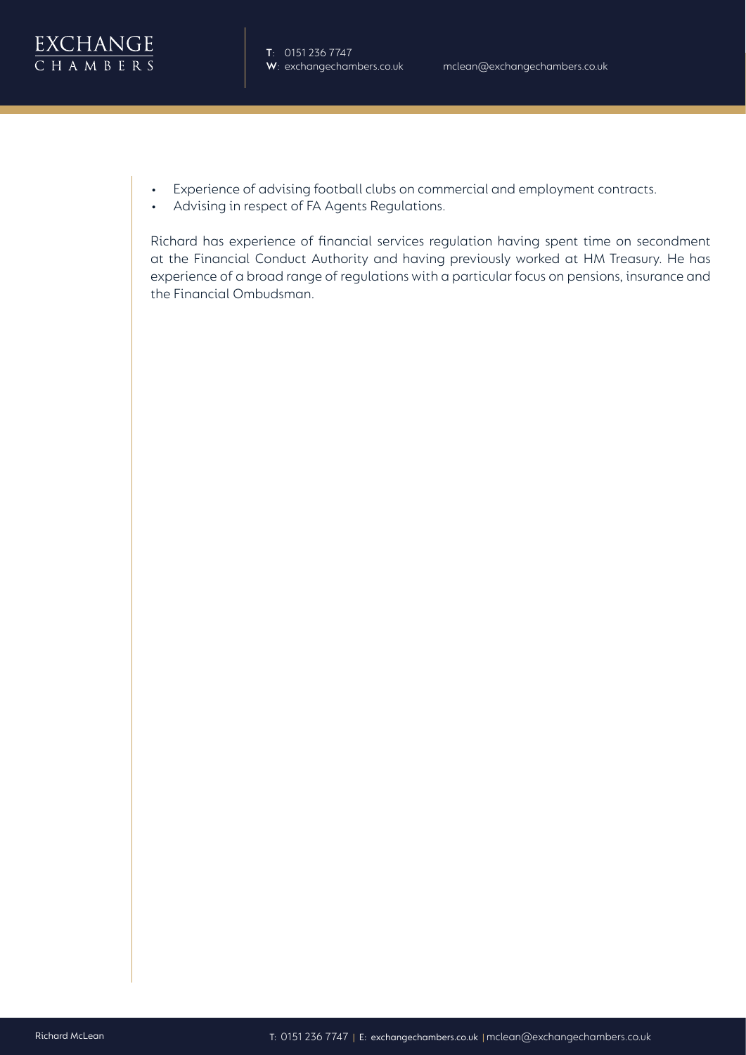- Experience of advising football clubs on commercial and employment contracts.
- Advising in respect of FA Agents Regulations.

Richard has experience of financial services regulation having spent time on secondment at the Financial Conduct Authority and having previously worked at HM Treasury. He has experience of a broad range of regulations with a particular focus on pensions, insurance and the Financial Ombudsman.